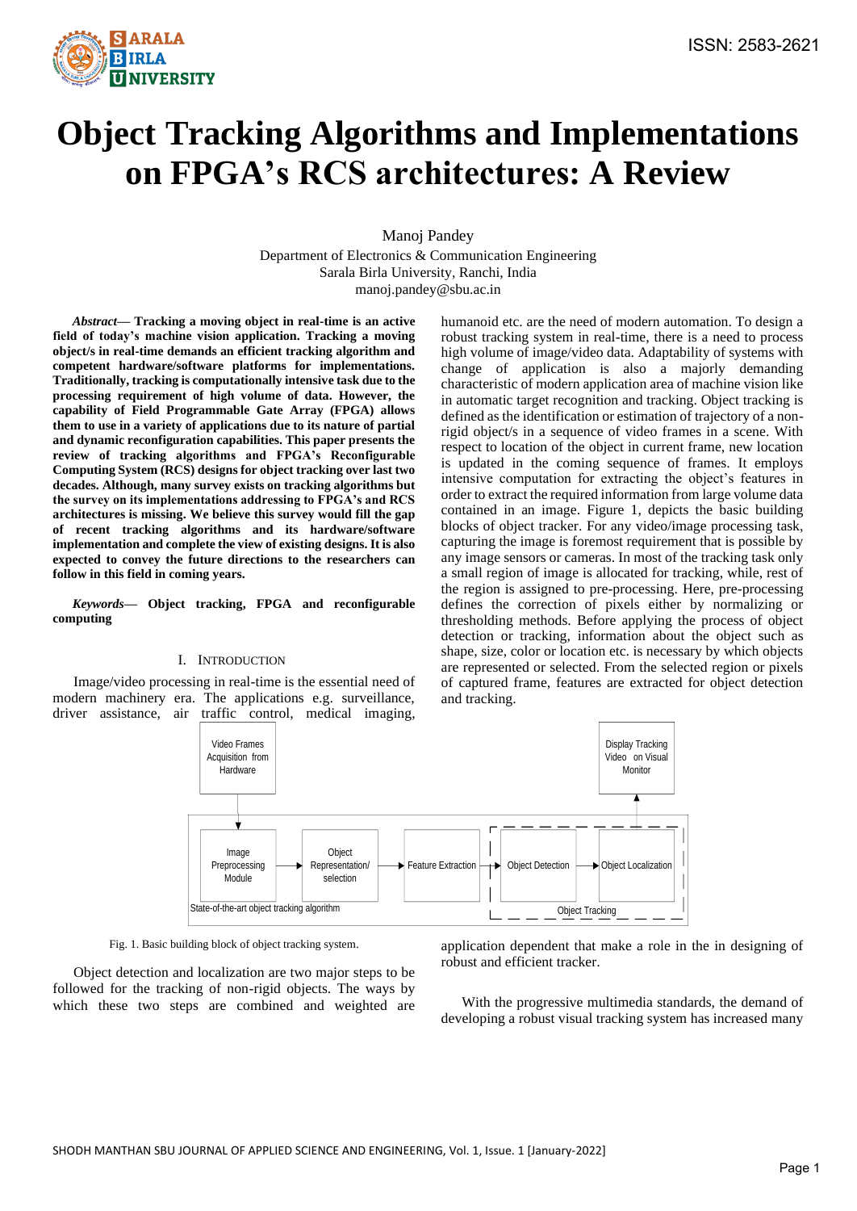# Object Tracking Algorithms and Implementations on FPGA's RCS architectures: A Review

Manoj Pandey
Department of Electronics & Communication Engineering
Sarala Birla University, Ranchi, India
manoj.pandey@sbu.ac.in

***Abstract*— Tracking a moving object in real-time is an active field of today's machine vision application. Tracking a moving object/s in real-time demands an efficient tracking algorithm and competent hardware/software platforms for implementations. Traditionally, tracking is computationally intensive task due to the processing requirement of high volume of data. However, the capability of Field Programmable Gate Array (FPGA) allows them to use in a variety of applications due to its nature of partial and dynamic reconfiguration capabilities. This paper presents the review of tracking algorithms and FPGA's Reconfigurable Computing System (RCS) designs for object tracking over last two decades. Although, many survey exists on tracking algorithms but the survey on its implementations addressing to FPGA's and RCS architectures is missing. We believe this survey would fill the gap of recent tracking algorithms and its hardware/software implementation and complete the view of existing designs. It is also expected to convey the future directions to the researchers can follow in this field in coming years.**

***Keywords*— Object tracking, FPGA and reconfigurable computing**

## I. Introduction

Image/video processing in real-time is the essential need of modern machinery era. The applications e.g. surveillance, driver assistance, air traffic control, medical imaging, humanoid etc. are the need of modern automation. To design a robust tracking system in real-time, there is a need to process high volume of image/video data. Adaptability of systems with change of application is also a majorly demanding characteristic of modern application area of machine vision like in automatic target recognition and tracking. Object tracking is defined as the identification or estimation of trajectory of a non-rigid object/s in a sequence of video frames in a scene. With respect to location of the object in current frame, new location is updated in the coming sequence of frames. It employs intensive computation for extracting the object's features in order to extract the required information from large volume data contained in an image. Figure 1, depicts the basic building blocks of object tracker. For any video/image processing task, capturing the image is foremost requirement that is possible by any image sensors or cameras. In most of the tracking task only a small region of image is allocated for tracking, while, rest of the region is assigned to pre-processing. Here, pre-processing defines the correction of pixels either by normalizing or thresholding methods. Before applying the process of object detection or tracking, information about the object such as shape, size, color or location etc. is necessary by which objects are represented or selected. From the selected region or pixels of captured frame, features are extracted for object detection and tracking.

Video Frames Acquisition from Hardware → Image Preprocessing Module → Object Representation/ selection → Feature Extraction → Object Detection → Object Localization → Display Tracking Video on Visual Monitor

State-of-the-art object tracking algorithm | Object Tracking

Fig. 1. Basic building block of object tracking system.

Object detection and localization are two major steps to be followed for the tracking of non-rigid objects. The ways by which these two steps are combined and weighted are application dependent that make a role in the in designing of robust and efficient tracker.

With the progressive multimedia standards, the demand of developing a robust visual tracking system has increased many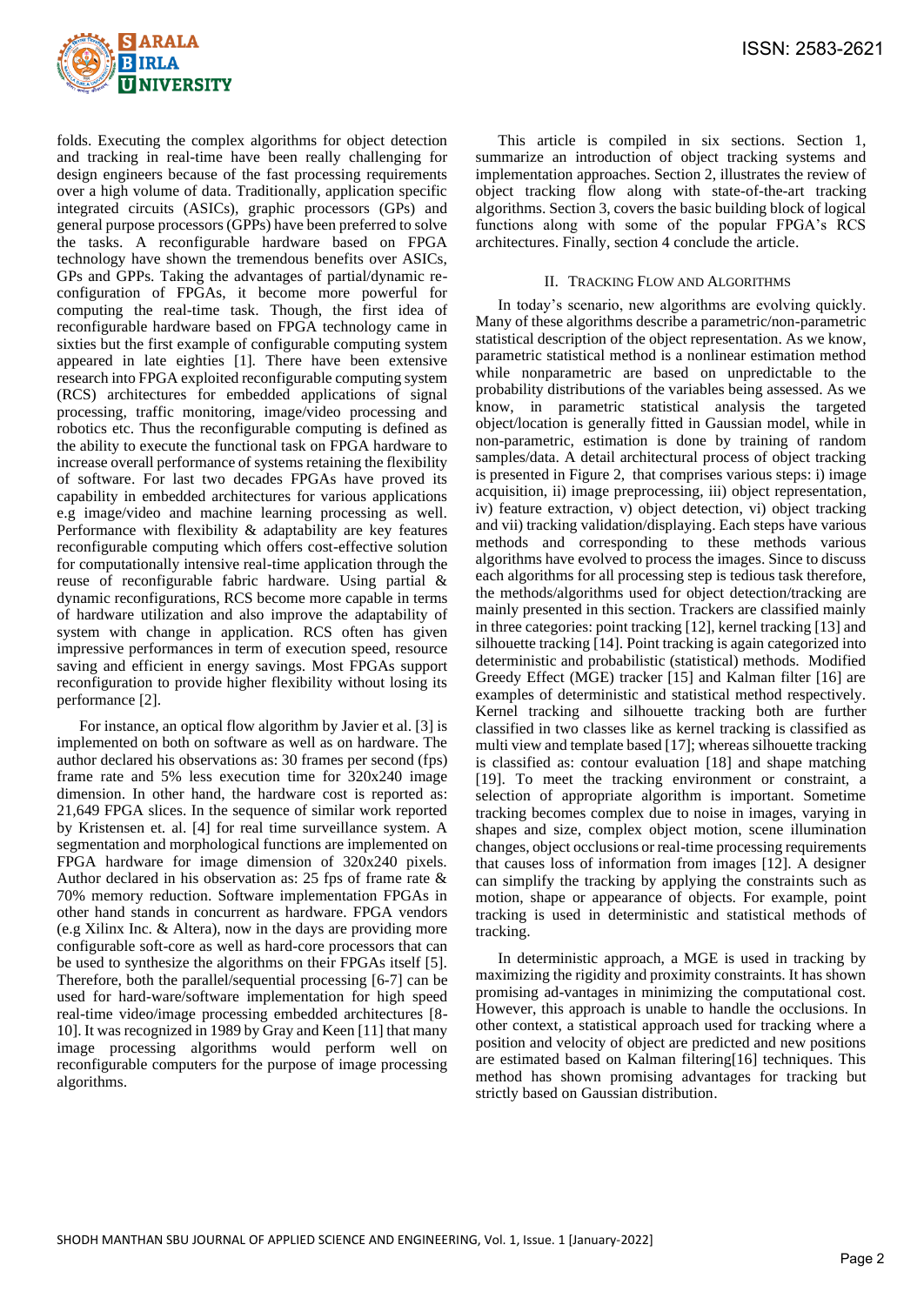folds. Executing the complex algorithms for object detection and tracking in real-time have been really challenging for design engineers because of the fast processing requirements over a high volume of data. Traditionally, application specific integrated circuits (ASICs), graphic processors (GPs) and general purpose processors (GPPs) have been preferred to solve the tasks. A reconfigurable hardware based on FPGA technology have shown the tremendous benefits over ASICs, GPs and GPPs. Taking the advantages of partial/dynamic re-configuration of FPGAs, it become more powerful for computing the real-time task. Though, the first idea of reconfigurable hardware based on FPGA technology came in sixties but the first example of configurable computing system appeared in late eighties [1]. There have been extensive research into FPGA exploited reconfigurable computing system (RCS) architectures for embedded applications of signal processing, traffic monitoring, image/video processing and robotics etc. Thus the reconfigurable computing is defined as the ability to execute the functional task on FPGA hardware to increase overall performance of systems retaining the flexibility of software. For last two decades FPGAs have proved its capability in embedded architectures for various applications e.g image/video and machine learning processing as well. Performance with flexibility & adaptability are key features reconfigurable computing which offers cost-effective solution for computationally intensive real-time application through the reuse of reconfigurable fabric hardware. Using partial & dynamic reconfigurations, RCS become more capable in terms of hardware utilization and also improve the adaptability of system with change in application. RCS often has given impressive performances in term of execution speed, resource saving and efficient in energy savings. Most FPGAs support reconfiguration to provide higher flexibility without losing its performance [2].

For instance, an optical flow algorithm by Javier et al. [3] is implemented on both on software as well as on hardware. The author declared his observations as: 30 frames per second (fps) frame rate and 5% less execution time for 320x240 image dimension. In other hand, the hardware cost is reported as: 21,649 FPGA slices. In the sequence of similar work reported by Kristensen et. al. [4] for real time surveillance system. A segmentation and morphological functions are implemented on FPGA hardware for image dimension of 320x240 pixels. Author declared in his observation as: 25 fps of frame rate & 70% memory reduction. Software implementation FPGAs in other hand stands in concurrent as hardware. FPGA vendors (e.g Xilinx Inc. & Altera), now in the days are providing more configurable soft-core as well as hard-core processors that can be used to synthesize the algorithms on their FPGAs itself [5]. Therefore, both the parallel/sequential processing [6-7] can be used for hard-ware/software implementation for high speed real-time video/image processing embedded architectures [8-10]. It was recognized in 1989 by Gray and Keen [11] that many image processing algorithms would perform well on reconfigurable computers for the purpose of image processing algorithms.

This article is compiled in six sections. Section 1, summarize an introduction of object tracking systems and implementation approaches. Section 2, illustrates the review of object tracking flow along with state-of-the-art tracking algorithms. Section 3, covers the basic building block of logical functions along with some of the popular FPGA's RCS architectures. Finally, section 4 conclude the article.

## II. Tracking Flow and Algorithms

In today's scenario, new algorithms are evolving quickly. Many of these algorithms describe a parametric/non-parametric statistical description of the object representation. As we know, parametric statistical method is a nonlinear estimation method while nonparametric are based on unpredictable to the probability distributions of the variables being assessed. As we know, in parametric statistical analysis the targeted object/location is generally fitted in Gaussian model, while in non-parametric, estimation is done by training of random samples/data. A detail architectural process of object tracking is presented in Figure 2, that comprises various steps: i) image acquisition, ii) image preprocessing, iii) object representation, iv) feature extraction, v) object detection, vi) object tracking and vii) tracking validation/displaying. Each steps have various methods and corresponding to these methods various algorithms have evolved to process the images. Since to discuss each algorithms for all processing step is tedious task therefore, the methods/algorithms used for object detection/tracking are mainly presented in this section. Trackers are classified mainly in three categories: point tracking [12], kernel tracking [13] and silhouette tracking [14]. Point tracking is again categorized into deterministic and probabilistic (statistical) methods. Modified Greedy Effect (MGE) tracker [15] and Kalman filter [16] are examples of deterministic and statistical method respectively. Kernel tracking and silhouette tracking both are further classified in two classes like as kernel tracking is classified as multi view and template based [17]; whereas silhouette tracking is classified as: contour evaluation [18] and shape matching [19]. To meet the tracking environment or constraint, a selection of appropriate algorithm is important. Sometime tracking becomes complex due to noise in images, varying in shapes and size, complex object motion, scene illumination changes, object occlusions or real-time processing requirements that causes loss of information from images [12]. A designer can simplify the tracking by applying the constraints such as motion, shape or appearance of objects. For example, point tracking is used in deterministic and statistical methods of tracking.

In deterministic approach, a MGE is used in tracking by maximizing the rigidity and proximity constraints. It has shown promising ad-vantages in minimizing the computational cost. However, this approach is unable to handle the occlusions. In other context, a statistical approach used for tracking where a position and velocity of object are predicted and new positions are estimated based on Kalman filtering[16] techniques. This method has shown promising advantages for tracking but strictly based on Gaussian distribution.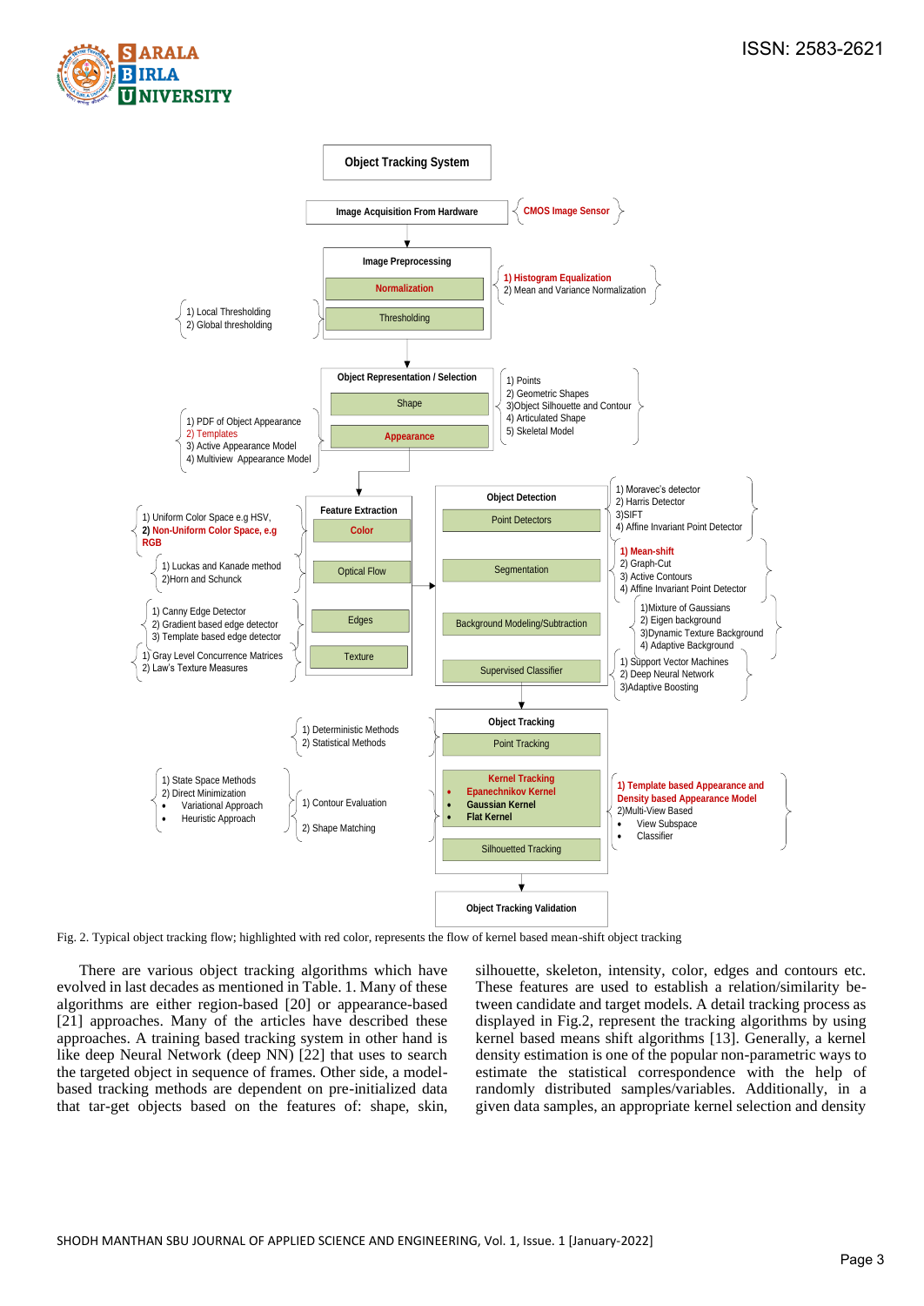**Object Tracking System**

- **Image Acquisition From Hardware** — CMOS Image Sensor
- **Image Preprocessing**
  - Normalization — 1) Histogram Equalization; 2) Mean and Variance Normalization
  - Thresholding — 1) Local Thresholding; 2) Global thresholding
- **Object Representation / Selection**
  - Shape — 1) Points; 2) Geometric Shapes; 3) Object Silhouette and Contour; 4) Articulated Shape; 5) Skeletal Model
  - Appearance — 1) PDF of Object Appearance; 2) Templates; 3) Active Appearance Model; 4) Multiview Appearance Model
- **Feature Extraction**
  - Color — 1) Uniform Color Space e.g HSV, 2) Non-Uniform Color Space, e.g RGB
  - Optical Flow — 1) Luckas and Kanade method; 2) Horn and Schunck
  - Edges — 1) Canny Edge Detector; 2) Gradient based edge detector; 3) Template based edge detector
  - Texture — 1) Gray Level Concurrence Matrices; 2) Law's Texture Measures
- **Object Detection**
  - Point Detectors — 1) Moravec's detector; 2) Harris Detector; 3) SIFT; 4) Affine Invariant Point Detector
  - Segmentation — 1) Mean-shift; 2) Graph-Cut; 3) Active Contours; 4) Affine Invariant Point Detector
  - Background Modeling/Subtraction — 1) Mixture of Gaussians; 2) Eigen background; 3) Dynamic Texture Background; 4) Adaptive Background
  - Supervised Classifier — 1) Support Vector Machines; 2) Deep Neural Network; 3) Adaptive Boosting
- **Object Tracking**
  - Point Tracking — 1) Deterministic Methods; 2) Statistical Methods
  - Kernel Tracking
    - Epanechnikov Kernel
    - Gaussian Kernel
    - Flat Kernel
    - 1) Template based Appearance and Density based Appearance Model; 2) Multi-View Based: View Subspace, Classifier
  - Silhouetted Tracking — 1) Contour Evaluation: 1) State Space Methods; 2) Direct Minimization: Variational Approach, Heuristic Approach; 2) Shape Matching
- **Object Tracking Validation**

Fig. 2. Typical object tracking flow; highlighted with red color, represents the flow of kernel based mean-shift object tracking

There are various object tracking algorithms which have evolved in last decades as mentioned in Table. 1. Many of these algorithms are either region-based [20] or appearance-based [21] approaches. Many of the articles have described these approaches. A training based tracking system in other hand is like deep Neural Network (deep NN) [22] that uses to search the targeted object in sequence of frames. Other side, a model-based tracking methods are dependent on pre-initialized data that tar-get objects based on the features of: shape, skin, silhouette, skeleton, intensity, color, edges and contours etc. These features are used to establish a relation/similarity between candidate and target models. A detail tracking process as displayed in Fig.2, represent the tracking algorithms by using kernel based means shift algorithms [13]. Generally, a kernel density estimation is one of the popular non-parametric ways to estimate the statistical correspondence with the help of randomly distributed samples/variables. Additionally, in a given data samples, an appropriate kernel selection and density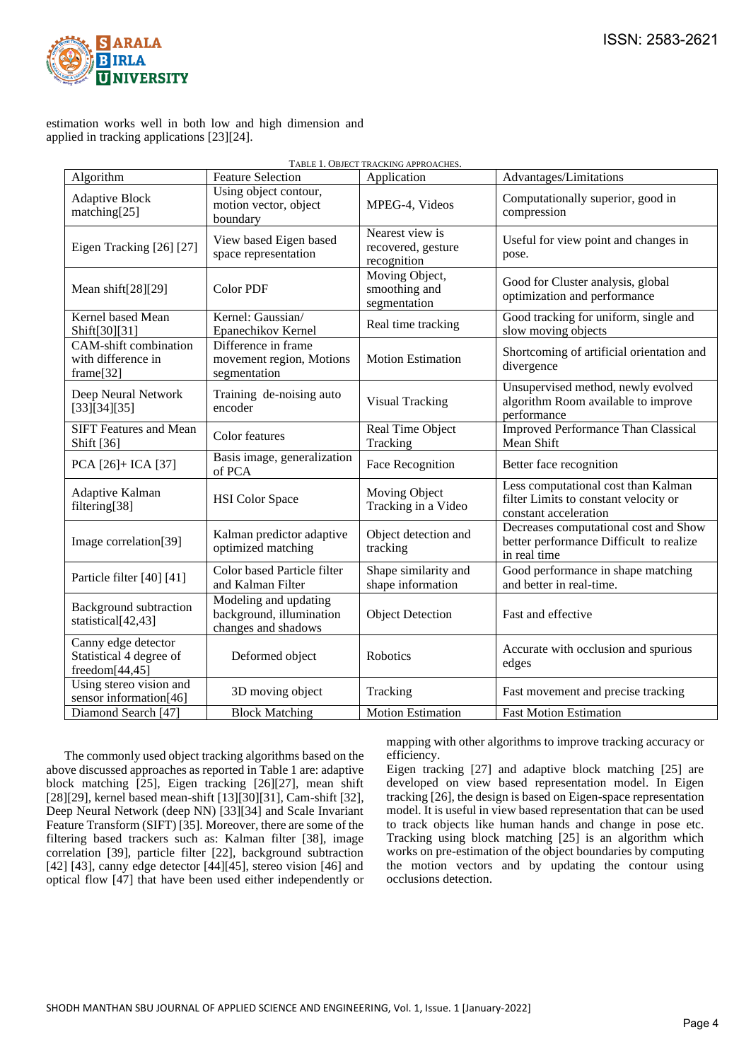estimation works well in both low and high dimension and applied in tracking applications [23][24].

TABLE 1. OBJECT TRACKING APPROACHES.

| Algorithm | Feature Selection | Application | Advantages/Limitations |
|---|---|---|---|
| Adaptive Block matching[25] | Using object contour, motion vector, object boundary | MPEG-4, Videos | Computationally superior, good in compression |
| Eigen Tracking [26] [27] | View based Eigen based space representation | Nearest view is recovered, gesture recognition | Useful for view point and changes in pose. |
| Mean shift[28][29] | Color PDF | Moving Object, smoothing and segmentation | Good for Cluster analysis, global optimization and performance |
| Kernel based Mean Shift[30][31] | Kernel: Gaussian/ Epanechikov Kernel | Real time tracking | Good tracking for uniform, single and slow moving objects |
| CAM-shift combination with difference in frame[32] | Difference in frame movement region, Motions segmentation | Motion Estimation | Shortcoming of artificial orientation and divergence |
| Deep Neural Network [33][34][35] | Training de-noising auto encoder | Visual Tracking | Unsupervised method, newly evolved algorithm Room available to improve performance |
| SIFT Features and Mean Shift [36] | Color features | Real Time Object Tracking | Improved Performance Than Classical Mean Shift |
| PCA [26]+ ICA [37] | Basis image, generalization of PCA | Face Recognition | Better face recognition |
| Adaptive Kalman filtering[38] | HSI Color Space | Moving Object Tracking in a Video | Less computational cost than Kalman filter Limits to constant velocity or constant acceleration |
| Image correlation[39] | Kalman predictor adaptive optimized matching | Object detection and tracking | Decreases computational cost and Show better performance Difficult to realize in real time |
| Particle filter [40] [41] | Color based Particle filter and Kalman Filter | Shape similarity and shape information | Good performance in shape matching and better in real-time. |
| Background subtraction statistical[42,43] | Modeling and updating background, illumination changes and shadows | Object Detection | Fast and effective |
| Canny edge detector Statistical 4 degree of freedom[44,45] | Deformed object | Robotics | Accurate with occlusion and spurious edges |
| Using stereo vision and sensor information[46] | 3D moving object | Tracking | Fast movement and precise tracking |
| Diamond Search [47] | Block Matching | Motion Estimation | Fast Motion Estimation |

The commonly used object tracking algorithms based on the above discussed approaches as reported in Table 1 are: adaptive block matching [25], Eigen tracking [26][27], mean shift [28][29], kernel based mean-shift [13][30][31], Cam-shift [32], Deep Neural Network (deep NN) [33][34] and Scale Invariant Feature Transform (SIFT) [35]. Moreover, there are some of the filtering based trackers such as: Kalman filter [38], image correlation [39], particle filter [22], background subtraction [42] [43], canny edge detector [44][45], stereo vision [46] and optical flow [47] that have been used either independently or mapping with other algorithms to improve tracking accuracy or efficiency.

Eigen tracking [27] and adaptive block matching [25] are developed on view based representation model. In Eigen tracking [26], the design is based on Eigen-space representation model. It is useful in view based representation that can be used to track objects like human hands and change in pose etc. Tracking using block matching [25] is an algorithm which works on pre-estimation of the object boundaries by computing the motion vectors and by updating the contour using occlusions detection.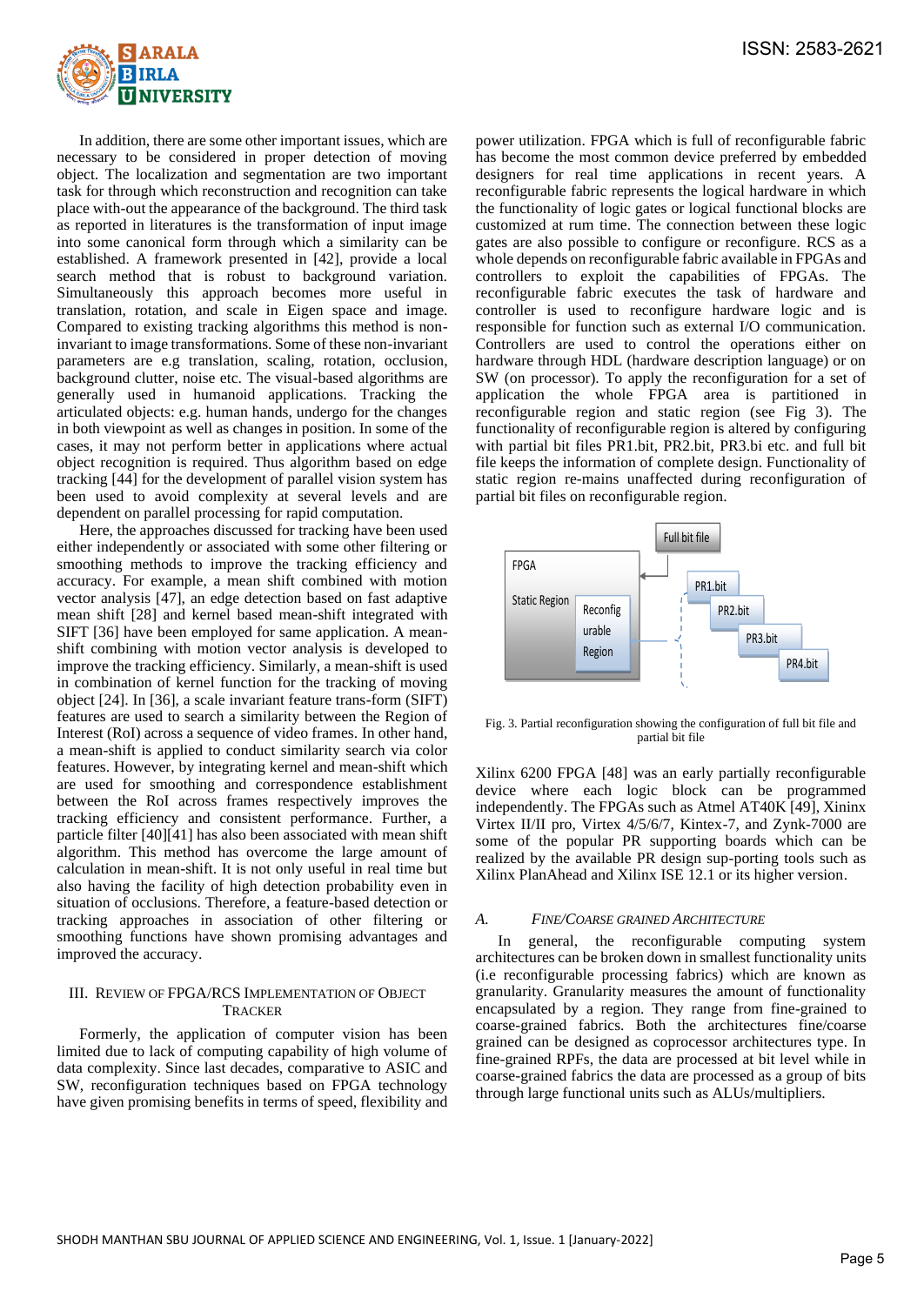In addition, there are some other important issues, which are necessary to be considered in proper detection of moving object. The localization and segmentation are two important task for through which reconstruction and recognition can take place with-out the appearance of the background. The third task as reported in literatures is the transformation of input image into some canonical form through which a similarity can be established. A framework presented in [42], provide a local search method that is robust to background variation. Simultaneously this approach becomes more useful in translation, rotation, and scale in Eigen space and image. Compared to existing tracking algorithms this method is non-invariant to image transformations. Some of these non-invariant parameters are e.g translation, scaling, rotation, occlusion, background clutter, noise etc. The visual-based algorithms are generally used in humanoid applications. Tracking the articulated objects: e.g. human hands, undergo for the changes in both viewpoint as well as changes in position. In some of the cases, it may not perform better in applications where actual object recognition is required. Thus algorithm based on edge tracking [44] for the development of parallel vision system has been used to avoid complexity at several levels and are dependent on parallel processing for rapid computation.

Here, the approaches discussed for tracking have been used either independently or associated with some other filtering or smoothing methods to improve the tracking efficiency and accuracy. For example, a mean shift combined with motion vector analysis [47], an edge detection based on fast adaptive mean shift [28] and kernel based mean-shift integrated with SIFT [36] have been employed for same application. A mean-shift combining with motion vector analysis is developed to improve the tracking efficiency. Similarly, a mean-shift is used in combination of kernel function for the tracking of moving object [24]. In [36], a scale invariant feature trans-form (SIFT) features are used to search a similarity between the Region of Interest (RoI) across a sequence of video frames. In other hand, a mean-shift is applied to conduct similarity search via color features. However, by integrating kernel and mean-shift which are used for smoothing and correspondence establishment between the RoI across frames respectively improves the tracking efficiency and consistent performance. Further, a particle filter [40][41] has also been associated with mean shift algorithm. This method has overcome the large amount of calculation in mean-shift. It is not only useful in real time but also having the facility of high detection probability even in situation of occlusions. Therefore, a feature-based detection or tracking approaches in association of other filtering or smoothing functions have shown promising advantages and improved the accuracy.

## III. Review of FPGA/RCS Implementation of Object Tracker

Formerly, the application of computer vision has been limited due to lack of computing capability of high volume of data complexity. Since last decades, comparative to ASIC and SW, reconfiguration techniques based on FPGA technology have given promising benefits in terms of speed, flexibility and power utilization. FPGA which is full of reconfigurable fabric has become the most common device preferred by embedded designers for real time applications in recent years. A reconfigurable fabric represents the logical hardware in which the functionality of logic gates or logical functional blocks are customized at rum time. The connection between these logic gates are also possible to configure or reconfigure. RCS as a whole depends on reconfigurable fabric available in FPGAs and controllers to exploit the capabilities of FPGAs. The reconfigurable fabric executes the task of hardware and controller is used to reconfigure hardware logic and is responsible for function such as external I/O communication. Controllers are used to control the operations either on hardware through HDL (hardware description language) or on SW (on processor). To apply the reconfiguration for a set of application the whole FPGA area is partitioned in reconfigurable region and static region (see Fig 3). The functionality of reconfigurable region is altered by configuring with partial bit files PR1.bit, PR2.bit, PR3.bi etc. and full bit file keeps the information of complete design. Functionality of static region re-mains unaffected during reconfiguration of partial bit files on reconfigurable region.

Full bit file | FPGA | Static Region | Reconfig urable Region | PR1.bit | PR2.bit | PR3.bit | PR4.bit

Fig. 3. Partial reconfiguration showing the configuration of full bit file and partial bit file

Xilinx 6200 FPGA [48] was an early partially reconfigurable device where each logic block can be programmed independently. The FPGAs such as Atmel AT40K [49], Xininx Virtex II/II pro, Virtex 4/5/6/7, Kintex-7, and Zynk-7000 are some of the popular PR supporting boards which can be realized by the available PR design sup-porting tools such as Xilinx PlanAhead and Xilinx ISE 12.1 or its higher version.

### A. *Fine/Coarse Grained Architecture*

In general, the reconfigurable computing system architectures can be broken down in smallest functionality units (i.e reconfigurable processing fabrics) which are known as granularity. Granularity measures the amount of functionality encapsulated by a region. They range from fine-grained to coarse-grained fabrics. Both the architectures fine/coarse grained can be designed as coprocessor architectures type. In fine-grained RPFs, the data are processed at bit level while in coarse-grained fabrics the data are processed as a group of bits through large functional units such as ALUs/multipliers.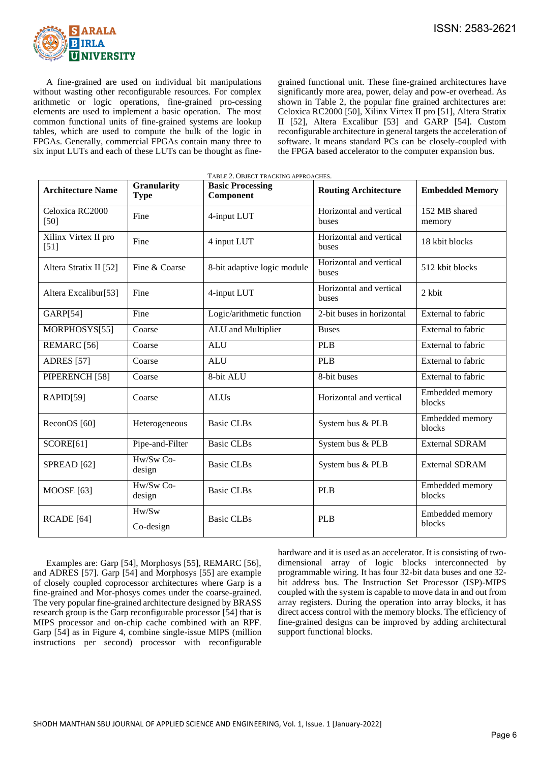A fine-grained are used on individual bit manipulations without wasting other reconfigurable resources. For complex arithmetic or logic operations, fine-grained pro-cessing elements are used to implement a basic operation. The most common functional units of fine-grained systems are lookup tables, which are used to compute the bulk of the logic in FPGAs. Generally, commercial FPGAs contain many three to six input LUTs and each of these LUTs can be thought as fine-grained functional unit. These fine-grained architectures have significantly more area, power, delay and pow-er overhead. As shown in Table 2, the popular fine grained architectures are: Celoxica RC2000 [50], Xilinx Virtex II pro [51], Altera Stratix II [52], Altera Excalibur [53] and GARP [54]. Custom reconfigurable architecture in general targets the acceleration of software. It means standard PCs can be closely-coupled with the FPGA based accelerator to the computer expansion bus.

TABLE 2. OBJECT TRACKING APPROACHES.

| Architecture Name | Granularity Type | Basic Processing Component | Routing Architecture | Embedded Memory |
|---|---|---|---|---|
| Celoxica RC2000 [50] | Fine | 4-input LUT | Horizontal and vertical buses | 152 MB shared memory |
| Xilinx Virtex II pro [51] | Fine | 4 input LUT | Horizontal and vertical buses | 18 kbit blocks |
| Altera Stratix II [52] | Fine & Coarse | 8-bit adaptive logic module | Horizontal and vertical buses | 512 kbit blocks |
| Altera Excalibur[53] | Fine | 4-input LUT | Horizontal and vertical buses | 2 kbit |
| GARP[54] | Fine | Logic/arithmetic function | 2-bit buses in horizontal | External to fabric |
| MORPHOSYS[55] | Coarse | ALU and Multiplier | Buses | External to fabric |
| REMARC [56] | Coarse | ALU | PLB | External to fabric |
| ADRES [57] | Coarse | ALU | PLB | External to fabric |
| PIPERENCH [58] | Coarse | 8-bit ALU | 8-bit buses | External to fabric |
| RAPID[59] | Coarse | ALUs | Horizontal and vertical | Embedded memory blocks |
| ReconOS [60] | Heterogeneous | Basic CLBs | System bus & PLB | Embedded memory blocks |
| SCORE[61] | Pipe-and-Filter | Basic CLBs | System bus & PLB | External SDRAM |
| SPREAD [62] | Hw/Sw Co-design | Basic CLBs | System bus & PLB | External SDRAM |
| MOOSE [63] | Hw/Sw Co-design | Basic CLBs | PLB | Embedded memory blocks |
| RCADE [64] | Hw/Sw Co-design | Basic CLBs | PLB | Embedded memory blocks |

Examples are: Garp [54], Morphosys [55], REMARC [56], and ADRES [57]. Garp [54] and Morphosys [55] are example of closely coupled coprocessor architectures where Garp is a fine-grained and Mor-phosys comes under the coarse-grained. The very popular fine-grained architecture designed by BRASS research group is the Garp reconfigurable processor [54] that is MIPS processor and on-chip cache combined with an RPF. Garp [54] as in Figure 4, combine single-issue MIPS (million instructions per second) processor with reconfigurable hardware and it is used as an accelerator. It is consisting of two-dimensional array of logic blocks interconnected by programmable wiring. It has four 32-bit data buses and one 32-bit address bus. The Instruction Set Processor (ISP)-MIPS coupled with the system is capable to move data in and out from array registers. During the operation into array blocks, it has direct access control with the memory blocks. The efficiency of fine-grained designs can be improved by adding architectural support functional blocks.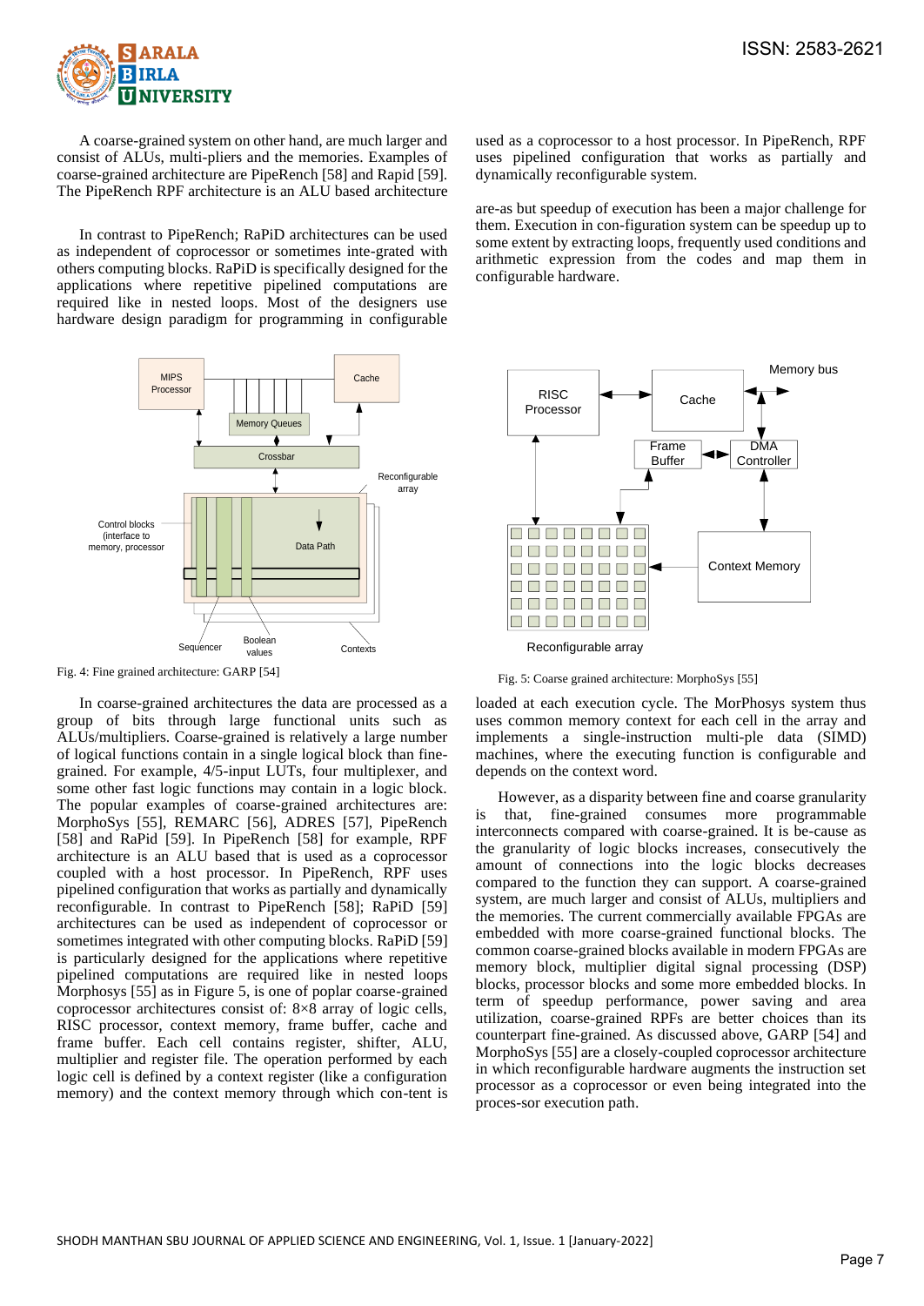A coarse-grained system on other hand, are much larger and consist of ALUs, multi-pliers and the memories. Examples of coarse-grained architecture are PipeRench [58] and Rapid [59]. The PipeRench RPF architecture is an ALU based architecture used as a coprocessor to a host processor. In PipeRench, RPF uses pipelined configuration that works as partially and dynamically reconfigurable system.

In contrast to PipeRench; RaPiD architectures can be used as independent of coprocessor or sometimes inte-grated with others computing blocks. RaPiD is specifically designed for the applications where repetitive pipelined computations are required like in nested loops. Most of the designers use hardware design paradigm for programming in configurable are-as but speedup of execution has been a major challenge for them. Execution in con-figuration system can be speedup up to some extent by extracting loops, frequently used conditions and arithmetic expression from the codes and map them in configurable hardware.

Fig. 4: Fine grained architecture: GARP [54]

Fig. 5: Coarse grained architecture: MorphoSys [55]

In coarse-grained architectures the data are processed as a group of bits through large functional units such as ALUs/multipliers. Coarse-grained is relatively a large number of logical functions contain in a single logical block than fine-grained. For example, 4/5-input LUTs, four multiplexer, and some other fast logic functions may contain in a logic block. The popular examples of coarse-grained architectures are: MorphoSys [55], REMARC [56], ADRES [57], PipeRench [58] and RaPid [59]. In PipeRench [58] for example, RPF architecture is an ALU based architecture that is used as a coprocessor coupled with a host processor. In PipeRench, RPF uses pipelined configuration that works as partially and dynamically reconfigurable. In contrast to PipeRench [58]; RaPiD [59] architectures can be used as independent of coprocessor or sometimes integrated with other computing blocks. RaPiD [59] is particularly designed for the applications where repetitive pipelined computations are required like in nested loops Morphosys [55] as in Figure 5, is one of poplar coarse-grained coprocessor architectures consist of: 8×8 array of logic cells, RISC processor, context memory, frame buffer, cache and frame buffer. Each cell contains register, shifter, ALU, multiplier and register file. The operation performed by each logic cell is defined by a context register (like a configuration memory) and the context memory through which con-tent is loaded at each execution cycle. The MorPhosys system thus uses common memory context for each cell in the array and implements a single-instruction multi-ple data (SIMD) machines, where the executing function is configurable and depends on the context word.

However, as a disparity between fine and coarse granularity is that, fine-grained consumes more programmable interconnects compared with coarse-grained. It is be-cause as the granularity of logic blocks increases, consecutively the amount of connections into the logic blocks decreases compared to the function they can support. A coarse-grained system, are much larger and consist of ALUs, multipliers and the memories. The current commercially available FPGAs are embedded with more coarse-grained functional blocks. The common coarse-grained blocks available in modern FPGAs are memory block, multiplier digital signal processing (DSP) blocks, processor blocks and some more embedded blocks. In term of speedup performance, power saving and area utilization, coarse-grained RPFs are better choices than its counterpart fine-grained. As discussed above, GARP [54] and MorphoSys [55] are a closely-coupled coprocessor architecture in which reconfigurable hardware augments the instruction set processor as a coprocessor or even being integrated into the proces-sor execution path.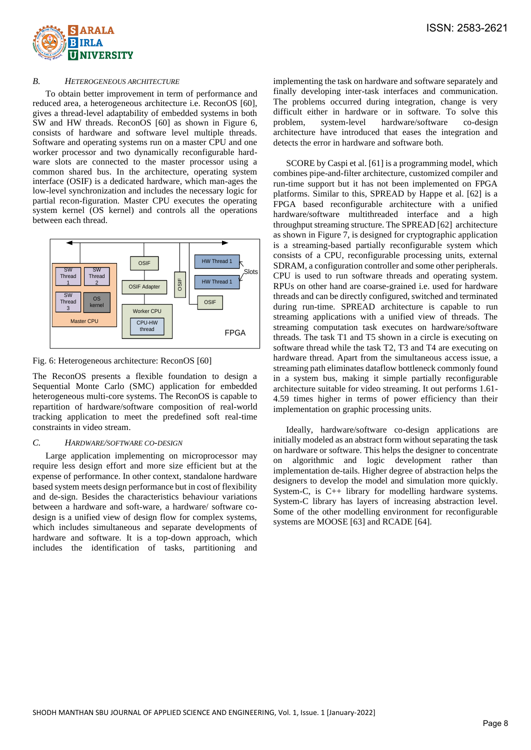### B. Heterogeneous Architecture

To obtain better improvement in term of performance and reduced area, a heterogeneous architecture i.e. ReconOS [60], gives a thread-level adaptability of embedded systems in both SW and HW threads. ReconOS [60] as shown in Figure 6, consists of hardware and software level multiple threads. Software and operating systems run on a master CPU and one worker processor and two dynamically reconfigurable hard-ware slots are connected to the master processor using a common shared bus. In the architecture, operating system interface (OSIF) is a dedicated hardware, which man-ages the low-level synchronization and includes the necessary logic for partial recon-figuration. Master CPU executes the operating system kernel (OS kernel) and controls all the operations between each thread.

Fig. 6: Heterogeneous architecture: ReconOS [60]

The ReconOS presents a flexible foundation to design a Sequential Monte Carlo (SMC) application for embedded heterogeneous multi-core systems. The ReconOS is capable to repartition of hardware/software composition of real-world tracking application to meet the predefined soft real-time constraints in video stream.

### C. Hardware/Software Co-Design

Large application implementing on microprocessor may require less design effort and more size efficient but at the expense of performance. In other context, standalone hardware based system meets design performance but in cost of flexibility and de-sign. Besides the characteristics behaviour variations between a hardware and soft-ware, a hardware/ software co-design is a unified view of design flow for complex systems, which includes simultaneous and separate developments of hardware and software. It is a top-down approach, which includes the identification of tasks, partitioning and implementing the task on hardware and software separately and finally developing inter-task interfaces and communication. The problems occurred during integration, change is very difficult either in hardware or in software. To solve this problem, system-level hardware/software co-design architecture have introduced that eases the integration and detects the error in hardware and software both.

SCORE by Caspi et al. [61] is a programming model, which combines pipe-and-filter architecture, customized compiler and run-time support but it has not been implemented on FPGA platforms. Similar to this, SPREAD by Happe et al. [62] is a FPGA based reconfigurable architecture with a unified hardware/software multithreaded interface and a high throughput streaming structure. The SPREAD [62] architecture as shown in Figure 7, is designed for cryptographic application is a streaming-based partially reconfigurable system which consists of a CPU, reconfigurable processing units, external SDRAM, a configuration controller and some other peripherals. CPU is used to run software threads and operating system. RPUs on other hand are coarse-grained i.e. used for hardware threads and can be directly configured, switched and terminated during run-time. SPREAD architecture is capable to run streaming applications with a unified view of threads. The streaming computation task executes on hardware/software threads. The task T1 and T5 shown in a circle is executing on software thread while the task T2, T3 and T4 are executing on hardware thread. Apart from the simultaneous access issue, a streaming path eliminates dataflow bottleneck commonly found in a system bus, making it simple partially reconfigurable architecture suitable for video streaming. It out performs 1.61-4.59 times higher in terms of power efficiency than their implementation on graphic processing units.

Ideally, hardware/software co-design applications are initially modeled as an abstract form without separating the task on hardware or software. This helps the designer to concentrate on algorithmic and logic development rather than implementation de-tails. Higher degree of abstraction helps the designers to develop the model and simulation more quickly. System-C, is C++ library for modelling hardware systems. System-C library has layers of increasing abstraction level. Some of the other modelling environment for reconfigurable systems are MOOSE [63] and RCADE [64].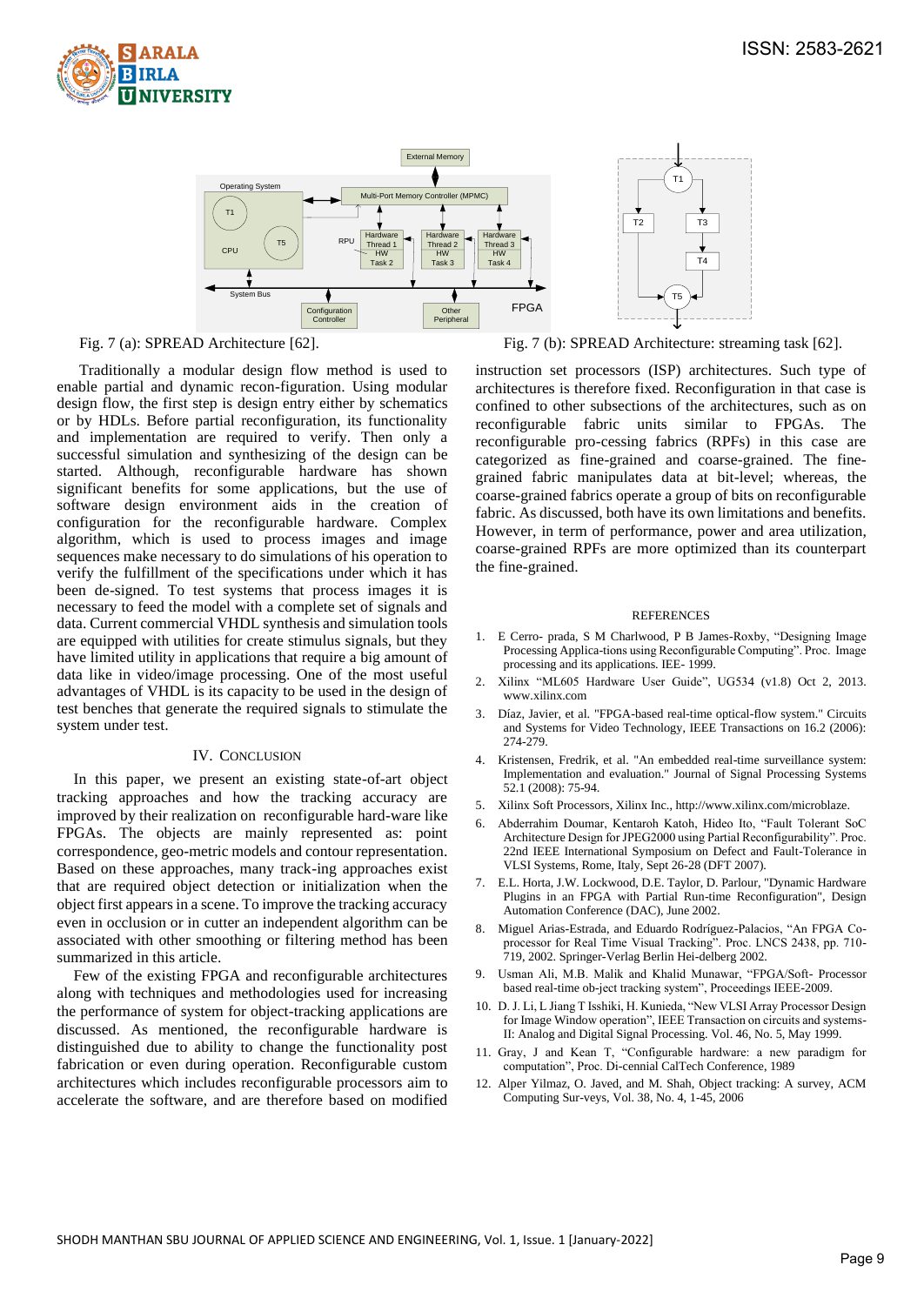Fig. 7 (a): SPREAD Architecture [62].

Fig. 7 (b): SPREAD Architecture: streaming task [62].

Traditionally a modular design flow method is used to enable partial and dynamic recon-figuration. Using modular design flow, the first step is design entry either by schematics or by HDLs. Before partial reconfiguration, its functionality and implementation are required to verify. Then only a successful simulation and synthesizing of the design can be started. Although, reconfigurable hardware has shown significant benefits for some applications, but the use of software design environment aids in the creation of configuration for the reconfigurable hardware. Complex algorithm, which is used to process images and image sequences make necessary to do simulations of his operation to verify the fulfillment of the specifications under which it has been de-signed. To test systems that process images it is necessary to feed the model with a complete set of signals and data. Current commercial VHDL synthesis and simulation tools are equipped with utilities for create stimulus signals, but they have limited utility in applications that require a big amount of data like in video/image processing. One of the most useful advantages of VHDL is its capacity to be used in the design of test benches that generate the required signals to stimulate the system under test.

## IV. Conclusion

In this paper, we present an existing state-of-art object tracking approaches and how the tracking accuracy are improved by their realization on reconfigurable hard-ware like FPGAs. The objects are mainly represented as: point correspondence, geo-metric models and contour representation. Based on these approaches, many track-ing approaches exist that are required object detection or initialization when the object first appears in a scene. To improve the tracking accuracy even in occlusion or in cutter an independent algorithm can be associated with other smoothing or filtering method has been summarized in this article.

Few of the existing FPGA and reconfigurable architectures along with techniques and methodologies used for increasing the performance of system for object-tracking applications are discussed. As mentioned, the reconfigurable hardware is distinguished due to ability to change the functionality post fabrication or even during operation. Reconfigurable custom architectures which includes reconfigurable processors aim to accelerate the software, and are therefore based on modified instruction set processors (ISP) architectures. Such type of architectures is therefore fixed. Reconfiguration in that case is confined to other subsections of the architectures, such as on reconfigurable fabric units similar to FPGAs. The reconfigurable pro-cessing fabrics (RPFs) in this case are categorized as fine-grained and coarse-grained. The fine-grained fabric manipulates data at bit-level; whereas, the coarse-grained fabrics operate a group of bits on reconfigurable fabric. As discussed, both have its own limitations and benefits. However, in term of performance, power and area utilization, coarse-grained RPFs are more optimized than its counterpart the fine-grained.

## References

1. E Cerro- prada, S M Charlwood, P B James-Roxby, "Designing Image Processing Applica-tions using Reconfigurable Computing". Proc. Image processing and its applications. IEE- 1999.
2. Xilinx "ML605 Hardware User Guide", UG534 (v1.8) Oct 2, 2013. www.xilinx.com
3. Díaz, Javier, et al. "FPGA-based real-time optical-flow system." Circuits and Systems for Video Technology, IEEE Transactions on 16.2 (2006): 274-279.
4. Kristensen, Fredrik, et al. "An embedded real-time surveillance system: Implementation and evaluation." Journal of Signal Processing Systems 52.1 (2008): 75-94.
5. Xilinx Soft Processors, Xilinx Inc., http://www.xilinx.com/microblaze.
6. Abderrahim Doumar, Kentaroh Katoh, Hideo Ito, "Fault Tolerant SoC Architecture Design for JPEG2000 using Partial Reconfigurability". Proc. 22nd IEEE International Symposium on Defect and Fault-Tolerance in VLSI Systems, Rome, Italy, Sept 26-28 (DFT 2007).
7. E.L. Horta, J.W. Lockwood, D.E. Taylor, D. Parlour, "Dynamic Hardware Plugins in an FPGA with Partial Run-time Reconfiguration", Design Automation Conference (DAC), June 2002.
8. Miguel Arias-Estrada, and Eduardo Rodríguez-Palacios, "An FPGA Co-processor for Real Time Visual Tracking". Proc. LNCS 2438, pp. 710-719, 2002. Springer-Verlag Berlin Hei-delberg 2002.
9. Usman Ali, M.B. Malik and Khalid Munawar, "FPGA/Soft- Processor based real-time ob-ject tracking system", Proceedings IEEE-2009.
10. D. J. Li, L Jiang T Isshiki, H. Kunieda, "New VLSI Array Processor Design for Image Window operation", IEEE Transaction on circuits and systems-II: Analog and Digital Signal Processing. Vol. 46, No. 5, May 1999.
11. Gray, J and Kean T, "Configurable hardware: a new paradigm for computation", Proc. Di-cennial CalTech Conference, 1989
12. Alper Yilmaz, O. Javed, and M. Shah, Object tracking: A survey, ACM Computing Sur-veys, Vol. 38, No. 4, 1-45, 2006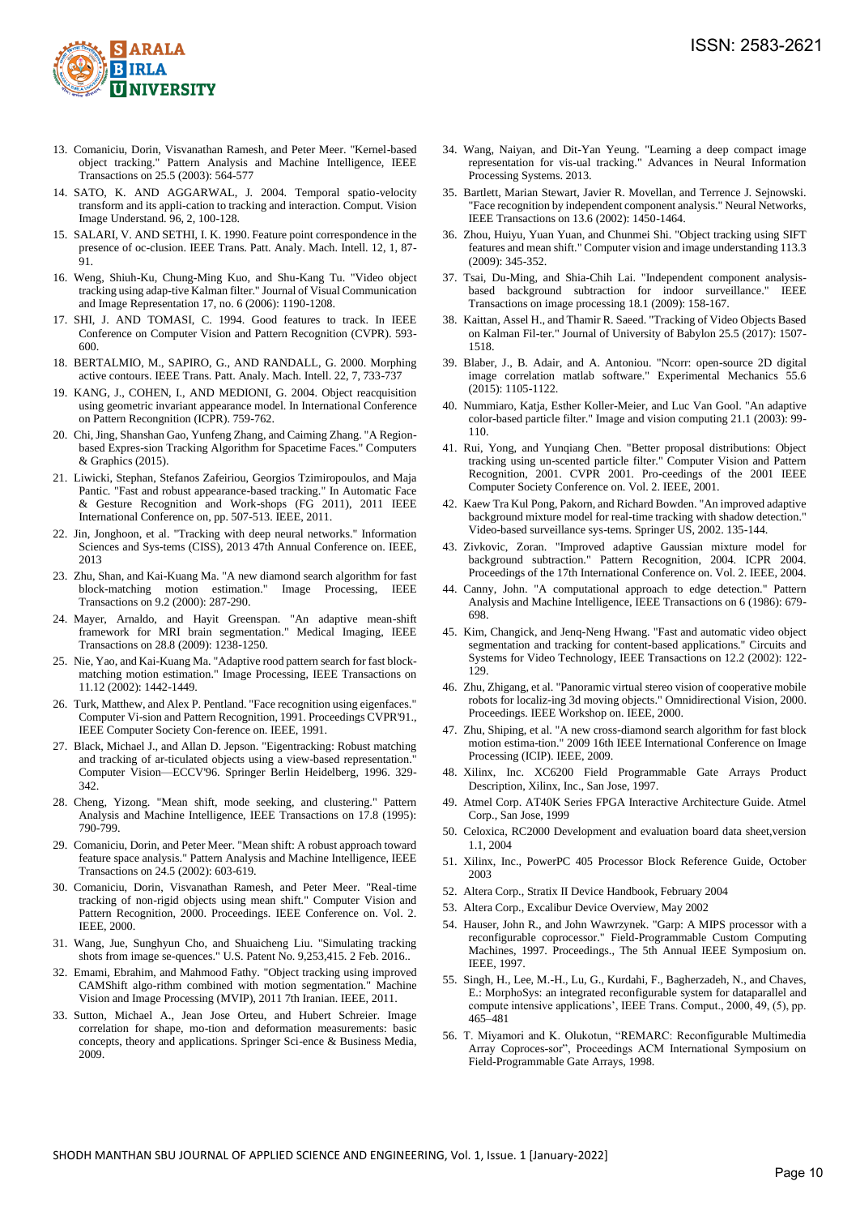13. Comaniciu, Dorin, Visvanathan Ramesh, and Peter Meer. "Kernel-based object tracking." Pattern Analysis and Machine Intelligence, IEEE Transactions on 25.5 (2003): 564-577
14. SATO, K. AND AGGARWAL, J. 2004. Temporal spatio-velocity transform and its appli-cation to tracking and interaction. Comput. Vision Image Understand. 96, 2, 100-128.
15. SALARI, V. AND SETHI, I. K. 1990. Feature point correspondence in the presence of oc-clusion. IEEE Trans. Patt. Analy. Mach. Intell. 12, 1, 87-91.
16. Weng, Shiuh-Ku, Chung-Ming Kuo, and Shu-Kang Tu. "Video object tracking using adap-tive Kalman filter." Journal of Visual Communication and Image Representation 17, no. 6 (2006): 1190-1208.
17. SHI, J. AND TOMASI, C. 1994. Good features to track. In IEEE Conference on Computer Vision and Pattern Recognition (CVPR). 593-600.
18. BERTALMIO, M., SAPIRO, G., AND RANDALL, G. 2000. Morphing active contours. IEEE Trans. Patt. Analy. Mach. Intell. 22, 7, 733-737
19. KANG, J., COHEN, I., AND MEDIONI, G. 2004. Object reacquisition using geometric invariant appearance model. In International Conference on Pattern Recognition (ICPR). 759-762.
20. Chi, Jing, Shanshan Gao, Yunfeng Zhang, and Caiming Zhang. "A Region-based Expres-sion Tracking Algorithm for Spacetime Faces." Computers & Graphics (2015).
21. Liwicki, Stephan, Stefanos Zafeiriou, Georgios Tzimiropoulos, and Maja Pantic. "Fast and robust appearance-based tracking." In Automatic Face & Gesture Recognition and Work-shops (FG 2011), 2011 IEEE International Conference on, pp. 507-513. IEEE, 2011.
22. Jin, Jonghoon, et al. "Tracking with deep neural networks." Information Sciences and Sys-tems (CISS), 2013 47th Annual Conference on. IEEE, 2013
23. Zhu, Shan, and Kai-Kuang Ma. "A new diamond search algorithm for fast block-matching motion estimation." Image Processing, IEEE Transactions on 9.2 (2000): 287-290.
24. Mayer, Arnaldo, and Hayit Greenspan. "An adaptive mean-shift framework for MRI brain segmentation." Medical Imaging, IEEE Transactions on 28.8 (2009): 1238-1250.
25. Nie, Yao, and Kai-Kuang Ma. "Adaptive rood pattern search for fast block-matching motion estimation." Image Processing, IEEE Transactions on 11.12 (2002): 1442-1449.
26. Turk, Matthew, and Alex P. Pentland. "Face recognition using eigenfaces." Computer Vi-sion and Pattern Recognition, 1991. Proceedings CVPR'91., IEEE Computer Society Con-ference on. IEEE, 1991.
27. Black, Michael J., and Allan D. Jepson. "Eigentracking: Robust matching and tracking of ar-ticulated objects using a view-based representation." Computer Vision—ECCV'96. Springer Berlin Heidelberg, 1996. 329-342.
28. Cheng, Yizong. "Mean shift, mode seeking, and clustering." Pattern Analysis and Machine Intelligence, IEEE Transactions on 17.8 (1995): 790-799.
29. Comaniciu, Dorin, and Peter Meer. "Mean shift: A robust approach toward feature space analysis." Pattern Analysis and Machine Intelligence, IEEE Transactions on 24.5 (2002): 603-619.
30. Comaniciu, Dorin, Visvanathan Ramesh, and Peter Meer. "Real-time tracking of non-rigid objects using mean shift." Computer Vision and Pattern Recognition, 2000. Proceedings. IEEE Conference on. Vol. 2. IEEE, 2000.
31. Wang, Jue, Sunghyun Cho, and Shuaicheng Liu. "Simulating tracking shots from image se-quences." U.S. Patent No. 9,253,415. 2 Feb. 2016..
32. Emami, Ebrahim, and Mahmood Fathy. "Object tracking using improved CAMShift algo-rithm combined with motion segmentation." Machine Vision and Image Processing (MVIP), 2011 7th Iranian. IEEE, 2011.
33. Sutton, Michael A., Jean Jose Orteu, and Hubert Schreier. Image correlation for shape, mo-tion and deformation measurements: basic concepts, theory and applications. Springer Sci-ence & Business Media, 2009.
34. Wang, Naiyan, and Dit-Yan Yeung. "Learning a deep compact image representation for vis-ual tracking." Advances in Neural Information Processing Systems. 2013.
35. Bartlett, Marian Stewart, Javier R. Movellan, and Terrence J. Sejnowski. "Face recognition by independent component analysis." Neural Networks, IEEE Transactions on 13.6 (2002): 1450-1464.
36. Zhou, Huiyu, Yuan Yuan, and Chunmei Shi. "Object tracking using SIFT features and mean shift." Computer vision and image understanding 113.3 (2009): 345-352.
37. Tsai, Du-Ming, and Shia-Chih Lai. "Independent component analysis-based background subtraction for indoor surveillance." IEEE Transactions on image processing 18.1 (2009): 158-167.
38. Kaittan, Assel H., and Thamir R. Saeed. "Tracking of Video Objects Based on Kalman Fil-ter." Journal of University of Babylon 25.5 (2017): 1507-1518.
39. Blaber, J., B. Adair, and A. Antoniou. "Ncorr: open-source 2D digital image correlation matlab software." Experimental Mechanics 55.6 (2015): 1105-1122.
40. Nummiaro, Katja, Esther Koller-Meier, and Luc Van Gool. "An adaptive color-based particle filter." Image and vision computing 21.1 (2003): 99-110.
41. Rui, Yong, and Yunqiang Chen. "Better proposal distributions: Object tracking using un-scented particle filter." Computer Vision and Pattern Recognition, 2001. CVPR 2001. Pro-ceedings of the 2001 IEEE Computer Society Conference on. Vol. 2. IEEE, 2001.
42. Kaew Tra Kul Pong, Pakorn, and Richard Bowden. "An improved adaptive background mixture model for real-time tracking with shadow detection." Video-based surveillance sys-tems. Springer US, 2002. 135-144.
43. Zivkovic, Zoran. "Improved adaptive Gaussian mixture model for background subtraction." Pattern Recognition, 2004. ICPR 2004. Proceedings of the 17th International Conference on. Vol. 2. IEEE, 2004.
44. Canny, John. "A computational approach to edge detection." Pattern Analysis and Machine Intelligence, IEEE Transactions on 6 (1986): 679-698.
45. Kim, Changick, and Jenq-Neng Hwang. "Fast and automatic video object segmentation and tracking for content-based applications." Circuits and Systems for Video Technology, IEEE Transactions on 12.2 (2002): 122-129.
46. Zhu, Zhigang, et al. "Panoramic virtual stereo vision of cooperative mobile robots for localiz-ing 3d moving objects." Omnidirectional Vision, 2000. Proceedings. IEEE Workshop on. IEEE, 2000.
47. Zhu, Shiping, et al. "A new cross-diamond search algorithm for fast block motion estima-tion." 2009 16th IEEE International Conference on Image Processing (ICIP). IEEE, 2009.
48. Xilinx, Inc. XC6200 Field Programmable Gate Arrays Product Description, Xilinx, Inc., San Jose, 1997.
49. Atmel Corp. AT40K Series FPGA Interactive Architecture Guide. Atmel Corp., San Jose, 1999
50. Celoxica, RC2000 Development and evaluation board data sheet,version 1.1, 2004
51. Xilinx, Inc., PowerPC 405 Processor Block Reference Guide, October 2003
52. Altera Corp., Stratix II Device Handbook, February 2004
53. Altera Corp., Excalibur Device Overview, May 2002
54. Hauser, John R., and John Wawrzynek. "Garp: A MIPS processor with a reconfigurable coprocessor." Field-Programmable Custom Computing Machines, 1997. Proceedings., The 5th Annual IEEE Symposium on. IEEE, 1997.
55. Singh, H., Lee, M.-H., Lu, G., Kurdahi, F., Bagherzadeh, N., and Chaves, E.: MorphoSys: an integrated reconfigurable system for dataparallel and compute intensive applications', IEEE Trans. Comput., 2000, 49, (5), pp. 465–481
56. T. Miyamori and K. Olukotun, "REMARC: Reconfigurable Multimedia Array Coproces-sor", Proceedings ACM International Symposium on Field-Programmable Gate Arrays, 1998.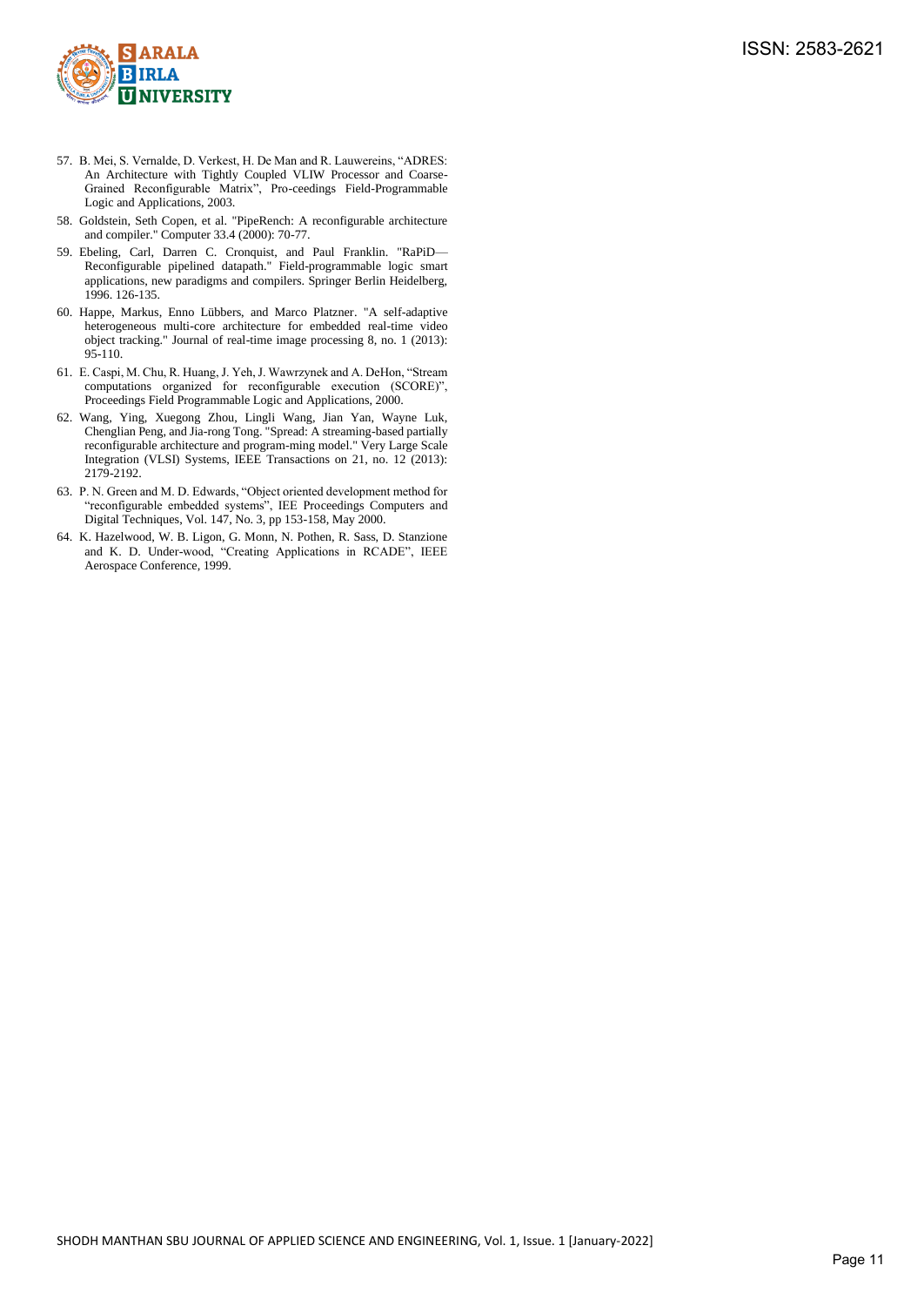57. B. Mei, S. Vernalde, D. Verkest, H. De Man and R. Lauwereins, "ADRES: An Architecture with Tightly Coupled VLIW Processor and Coarse-Grained Reconfigurable Matrix", Pro-ceedings Field-Programmable Logic and Applications, 2003.
58. Goldstein, Seth Copen, et al. "PipeRench: A reconfigurable architecture and compiler." Computer 33.4 (2000): 70-77.
59. Ebeling, Carl, Darren C. Cronquist, and Paul Franklin. "RaPiD—Reconfigurable pipelined datapath." Field-programmable logic smart applications, new paradigms and compilers. Springer Berlin Heidelberg, 1996. 126-135.
60. Happe, Markus, Enno Lübbers, and Marco Platzner. "A self-adaptive heterogeneous multi-core architecture for embedded real-time video object tracking." Journal of real-time image processing 8, no. 1 (2013): 95-110.
61. E. Caspi, M. Chu, R. Huang, J. Yeh, J. Wawrzynek and A. DeHon, "Stream computations organized for reconfigurable execution (SCORE)", Proceedings Field Programmable Logic and Applications, 2000.
62. Wang, Ying, Xuegong Zhou, Lingli Wang, Jian Yan, Wayne Luk, Chenglian Peng, and Jia-rong Tong. "Spread: A streaming-based partially reconfigurable architecture and program-ming model." Very Large Scale Integration (VLSI) Systems, IEEE Transactions on 21, no. 12 (2013): 2179-2192.
63. P. N. Green and M. D. Edwards, "Object oriented development method for "reconfigurable embedded systems", IEE Proceedings Computers and Digital Techniques, Vol. 147, No. 3, pp 153-158, May 2000.
64. K. Hazelwood, W. B. Ligon, G. Monn, N. Pothen, R. Sass, D. Stanzione and K. D. Under-wood, "Creating Applications in RCADE", IEEE Aerospace Conference, 1999.